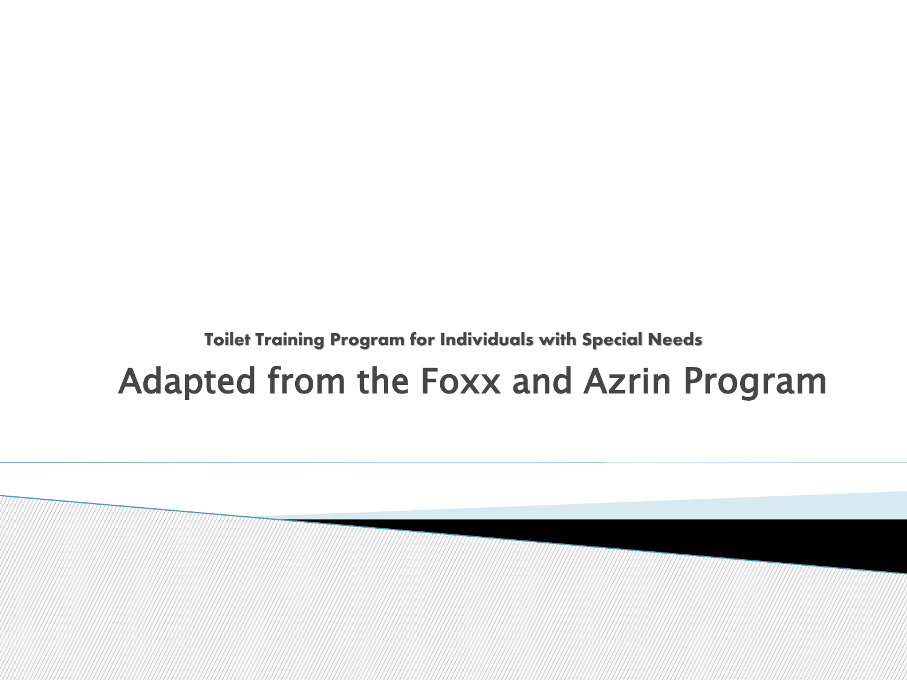**Toilet Training Program for Individuals with Special Needs**

# Adapted from the Foxx and Azrin Program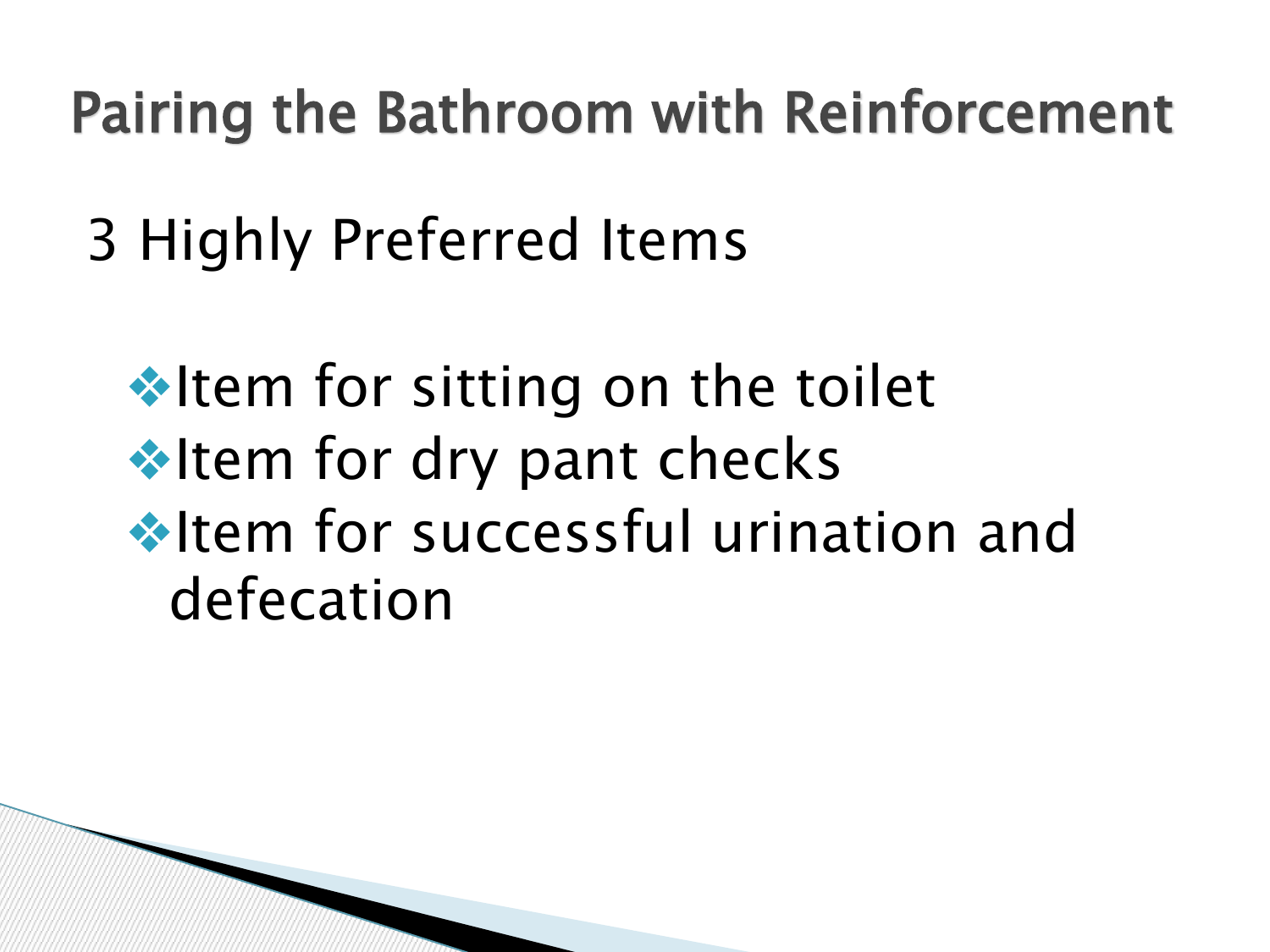# Pairing the Bathroom with Reinforcement

3 Highly Preferred Items

- Item for sitting on the toilet
- Item for dry pant checks
- Item for successful urination and defecation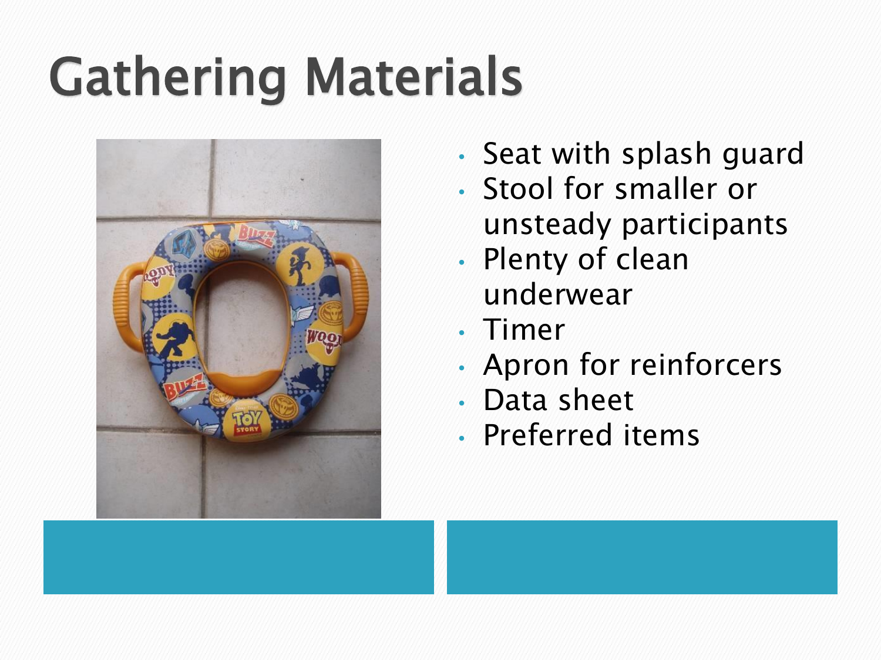# Gathering Materials

- Seat with splash guard
- Stool for smaller or unsteady participants
- Plenty of clean underwear
- Timer
- Apron for reinforcers
- Data sheet
- Preferred items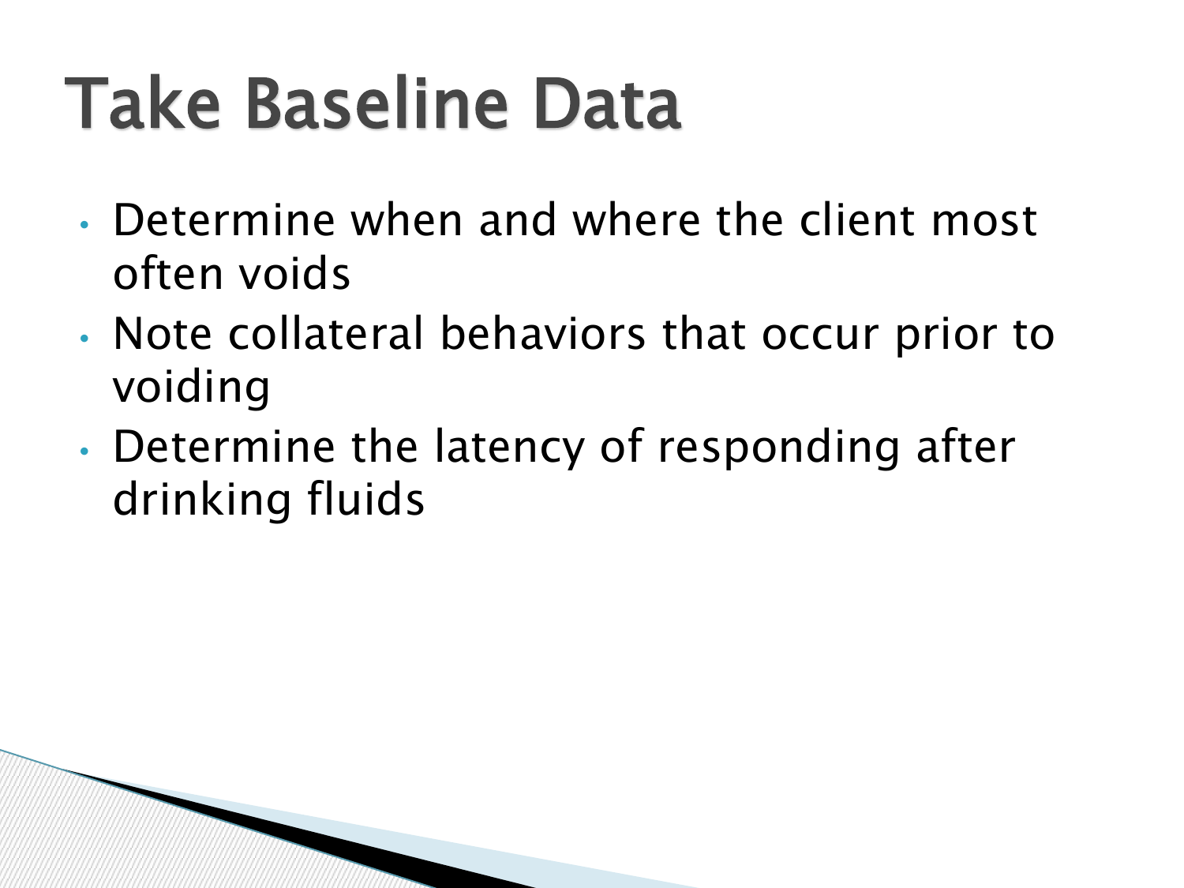# Take Baseline Data

- Determine when and where the client most often voids
- Note collateral behaviors that occur prior to voiding
- Determine the latency of responding after drinking fluids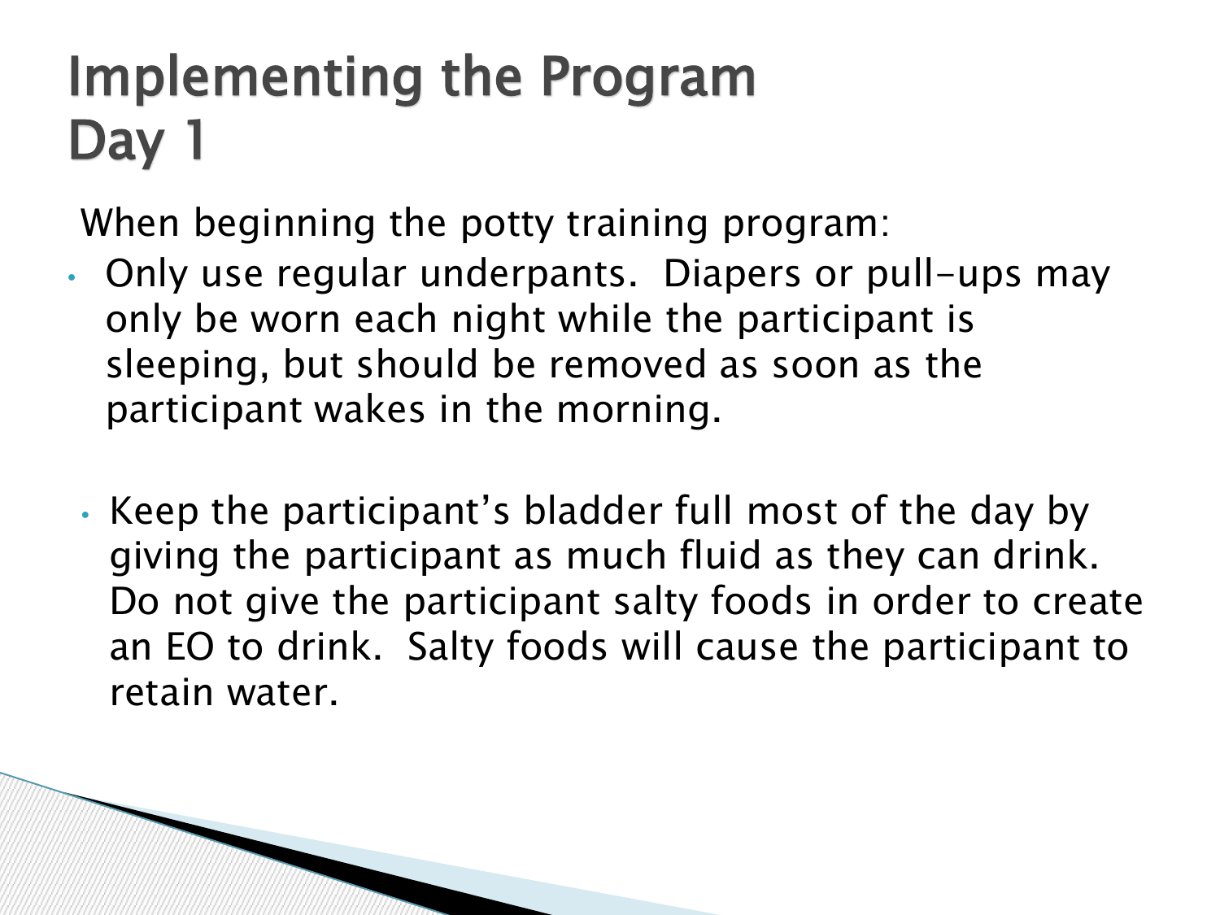# Implementing the Program
# Day 1

When beginning the potty training program:

- Only use regular underpants. Diapers or pull-ups may only be worn each night while the participant is sleeping, but should be removed as soon as the participant wakes in the morning.

- Keep the participant's bladder full most of the day by giving the participant as much fluid as they can drink. Do not give the participant salty foods in order to create an EO to drink. Salty foods will cause the participant to retain water.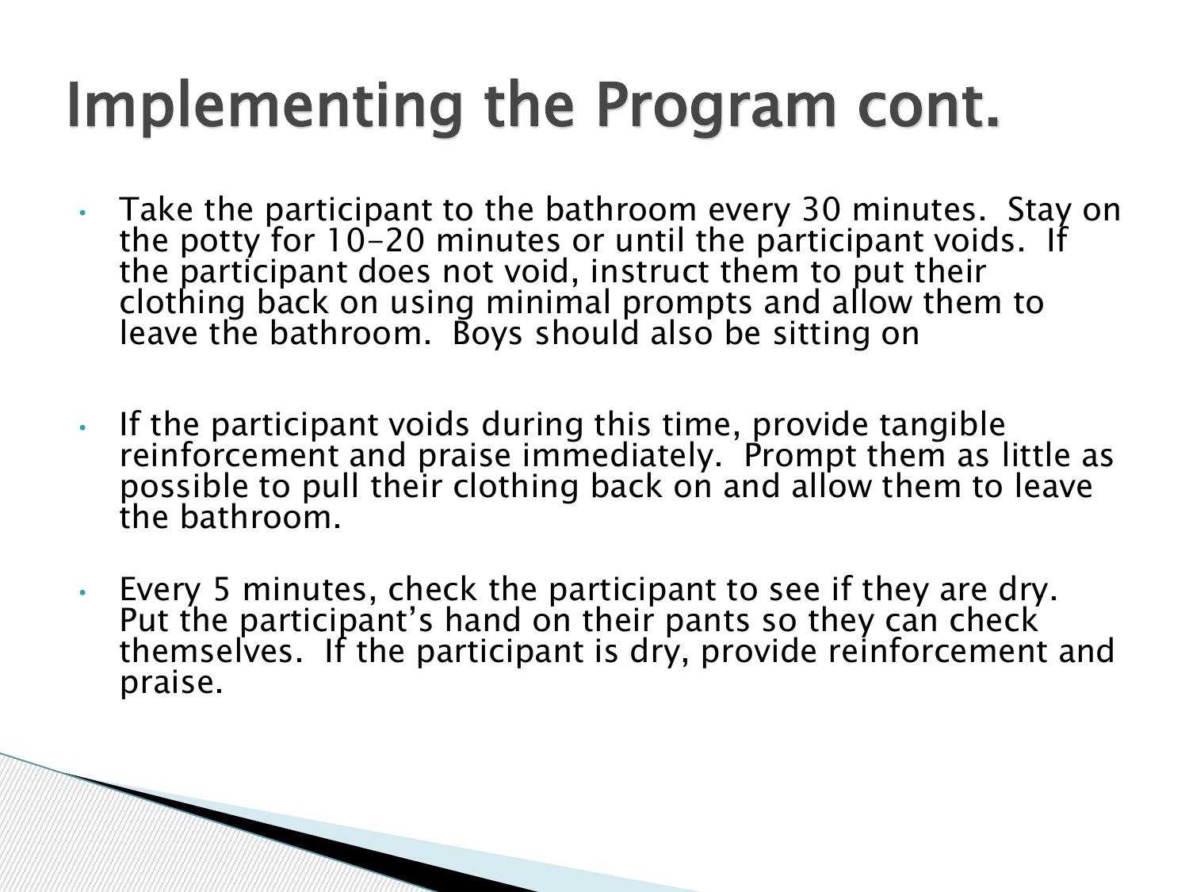# Implementing the Program cont.

- Take the participant to the bathroom every 30 minutes. Stay on the potty for 10-20 minutes or until the participant voids. If the participant does not void, instruct them to put their clothing back on using minimal prompts and allow them to leave the bathroom. Boys should also be sitting on
- If the participant voids during this time, provide tangible reinforcement and praise immediately. Prompt them as little as possible to pull their clothing back on and allow them to leave the bathroom.
- Every 5 minutes, check the participant to see if they are dry. Put the participant's hand on their pants so they can check themselves. If the participant is dry, provide reinforcement and praise.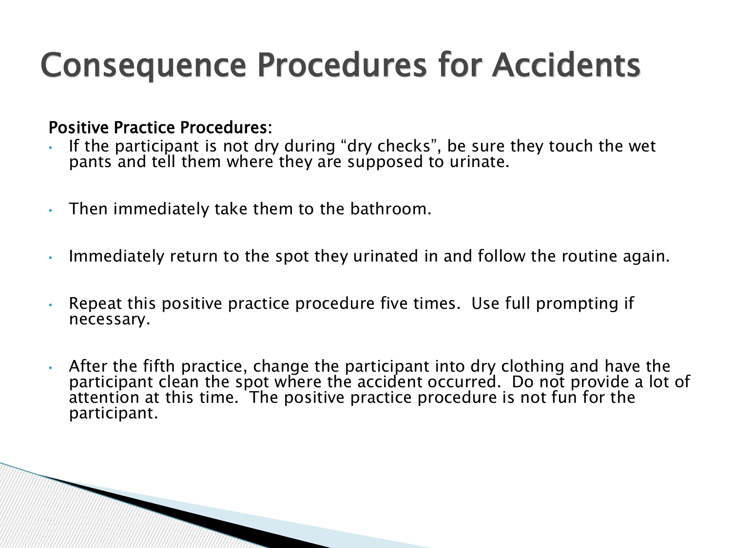# Consequence Procedures for Accidents

Positive Practice Procedures:

- If the participant is not dry during “dry checks”, be sure they touch the wet pants and tell them where they are supposed to urinate.
- Then immediately take them to the bathroom.
- Immediately return to the spot they urinated in and follow the routine again.
- Repeat this positive practice procedure five times. Use full prompting if necessary.
- After the fifth practice, change the participant into dry clothing and have the participant clean the spot where the accident occurred. Do not provide a lot of attention at this time. The positive practice procedure is not fun for the participant.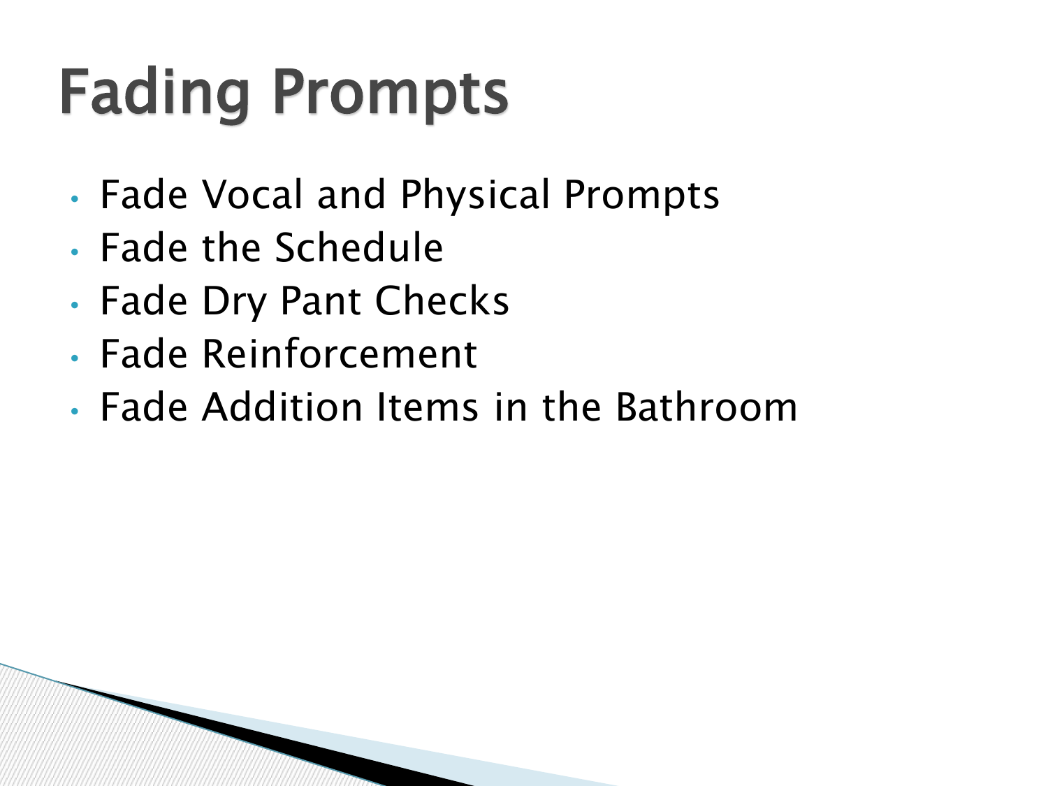# Fading Prompts

- Fade Vocal and Physical Prompts
- Fade the Schedule
- Fade Dry Pant Checks
- Fade Reinforcement
- Fade Addition Items in the Bathroom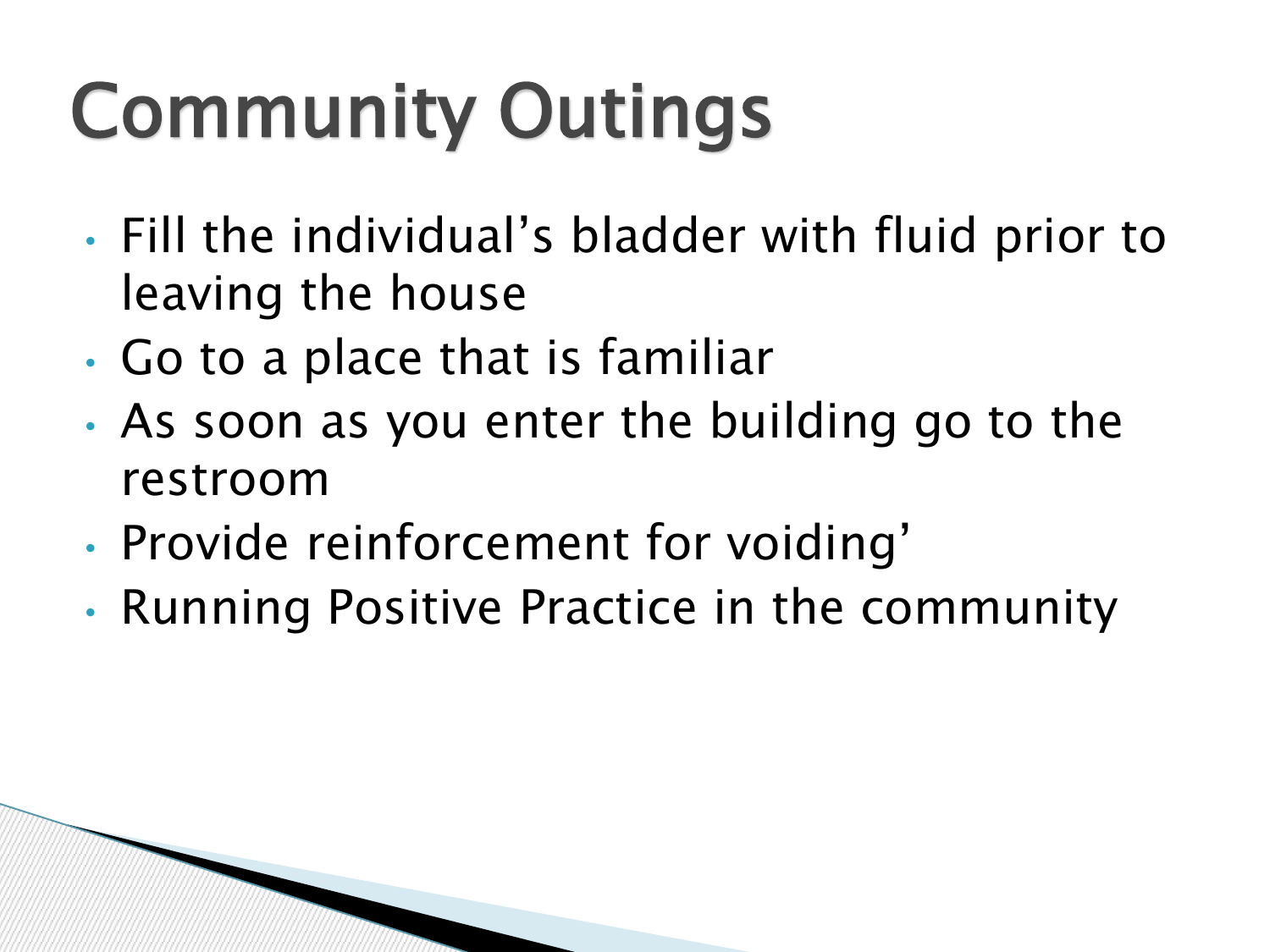# Community Outings

- Fill the individual's bladder with fluid prior to leaving the house
- Go to a place that is familiar
- As soon as you enter the building go to the restroom
- Provide reinforcement for voiding'
- Running Positive Practice in the community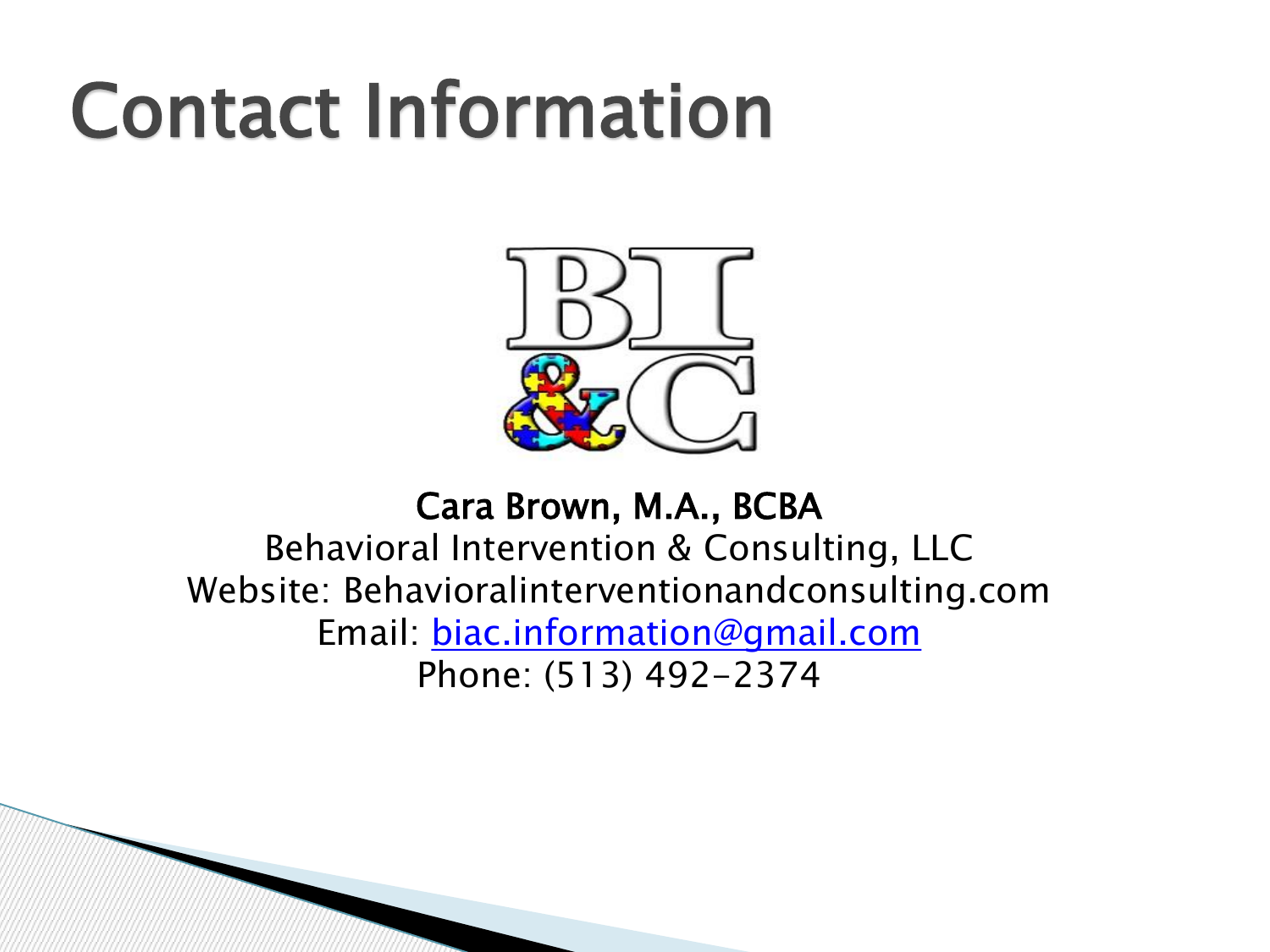# Contact Information

**Cara Brown, M.A., BCBA**

Behavioral Intervention & Consulting, LLC

Website: Behavioralinterventionandconsulting.com

Email: biac.information@gmail.com

Phone: (513) 492-2374